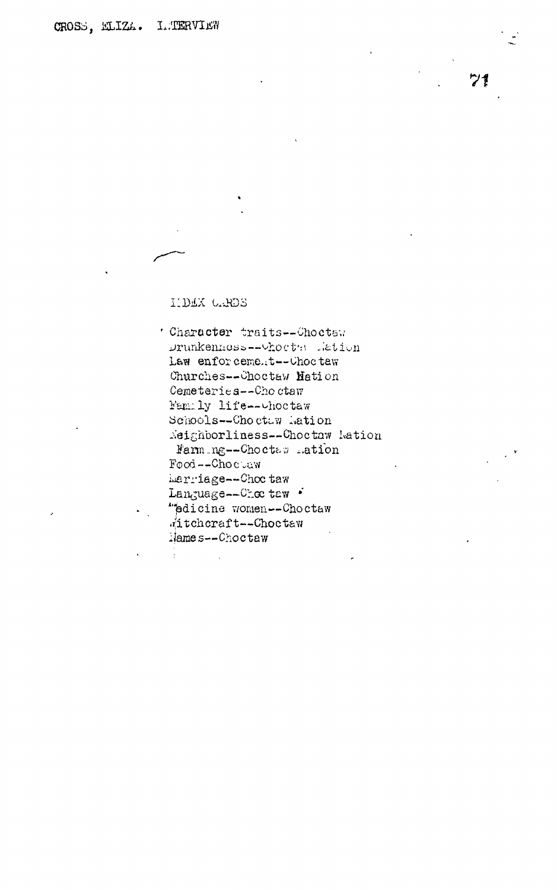CROSS, ELIZA. INTERVIEW

INDEX CARDS

Character traits--Choctaw
Drunkenness--Choctaw Nation
Law enforcement--Choctaw
Churches--Choctaw Nation
Cemeteries--Choctaw
Family life--Choctaw
Schools--Choctaw Nation
Neighborliness--Choctaw Nation
Farming--Choctaw Nation
Food--Choctaw
Marriage--Choctaw
Language--Choctaw
Medicine women--Choctaw
Witchcraft--Choctaw
Names--Choctaw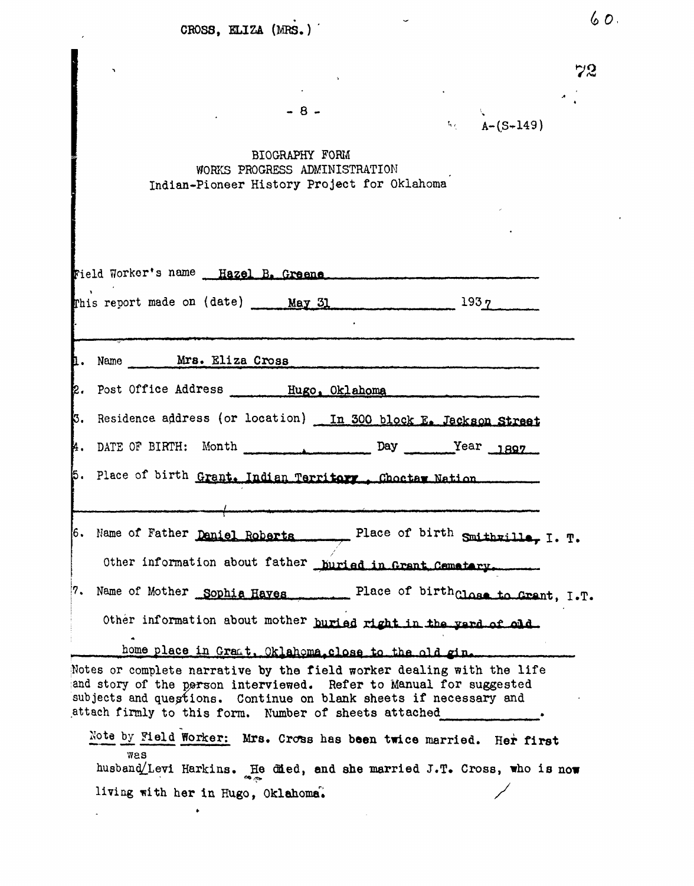CROSS, ELIZA (MRS.)

- 8 -

A-(S-149)

## BIOGRAPHY FORM
## WORKS PROGRESS ADMINISTRATION
## Indian-Pioneer History Project for Oklahoma

Field Worker's name Hazel B. Greene

This report made on (date) May 31 1937

1. Name Mrs. Eliza Cross
2. Post Office Address Hugo, Oklahoma
3. Residence address (or location) In 300 block E. Jackson Street
4. DATE OF BIRTH: Month Day Year 1897
5. Place of birth Grant, Indian Territory, Choctaw Nation

6. Name of Father Daniel Roberts Place of birth Smithville, I. T.

   Other information about father buried in Grant Cemetery.

7. Name of Mother Sophia Hayes Place of birth Close to Grant, I.T.

   Other information about mother buried right in the yard of old home place in Grant, Oklahoma, close to the old gin.

Notes or complete narrative by the field worker dealing with the life and story of the person interviewed. Refer to Manual for suggested subjects and questions. Continue on blank sheets if necessary and attach firmly to this form. Number of sheets attached ________.

Note by Field Worker: Mrs. Cross has been twice married. Her first husband was Levi Harkins. He died, and she married J.T. Cross, who is now living with her in Hugo, Oklahoma.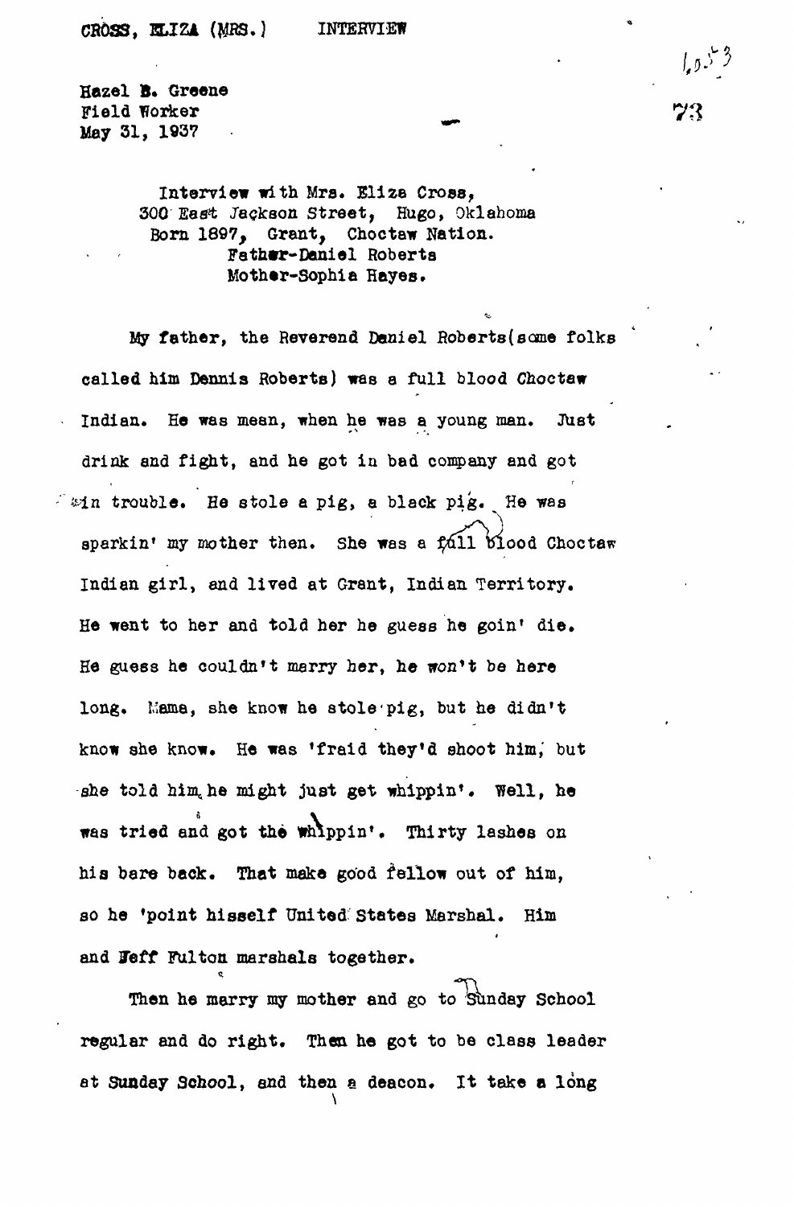CROSS, ELIZA (MRS.) INTERVIEW

Hazel B. Greene
Field Worker
May 31, 1937

Interview with Mrs. Eliza Cross,
300 East Jackson Street, Hugo, Oklahoma
Born 1897, Grant, Choctaw Nation.
Father-Daniel Roberts
Mother-Sophia Hayes.

My father, the Reverend Daniel Roberts(some folks called him Dennis Roberts) was a full blood Choctaw Indian. He was mean, when he was a young man. Just drink and fight, and he got in bad company and got in trouble. He stole a pig, a black pig. He was sparkin' my mother then. She was a full blood Choctaw Indian girl, and lived at Grant, Indian Territory. He went to her and told her he guess he goin' die. He guess he couldn't marry her, he won't be here long. Mama, she know he stole pig, but he didn't know she know. He was 'fraid they'd shoot him, but she told him he might just get whippin'. Well, he was tried and got the whippin'. Thirty lashes on his bare back. That make good fellow out of him, so he 'point hisself United States Marshal. Him and Jeff Fulton marshals together.

Then he marry my mother and go to Sunday School regular and do right. Then he got to be class leader at Sunday School, and then a deacon. It take a long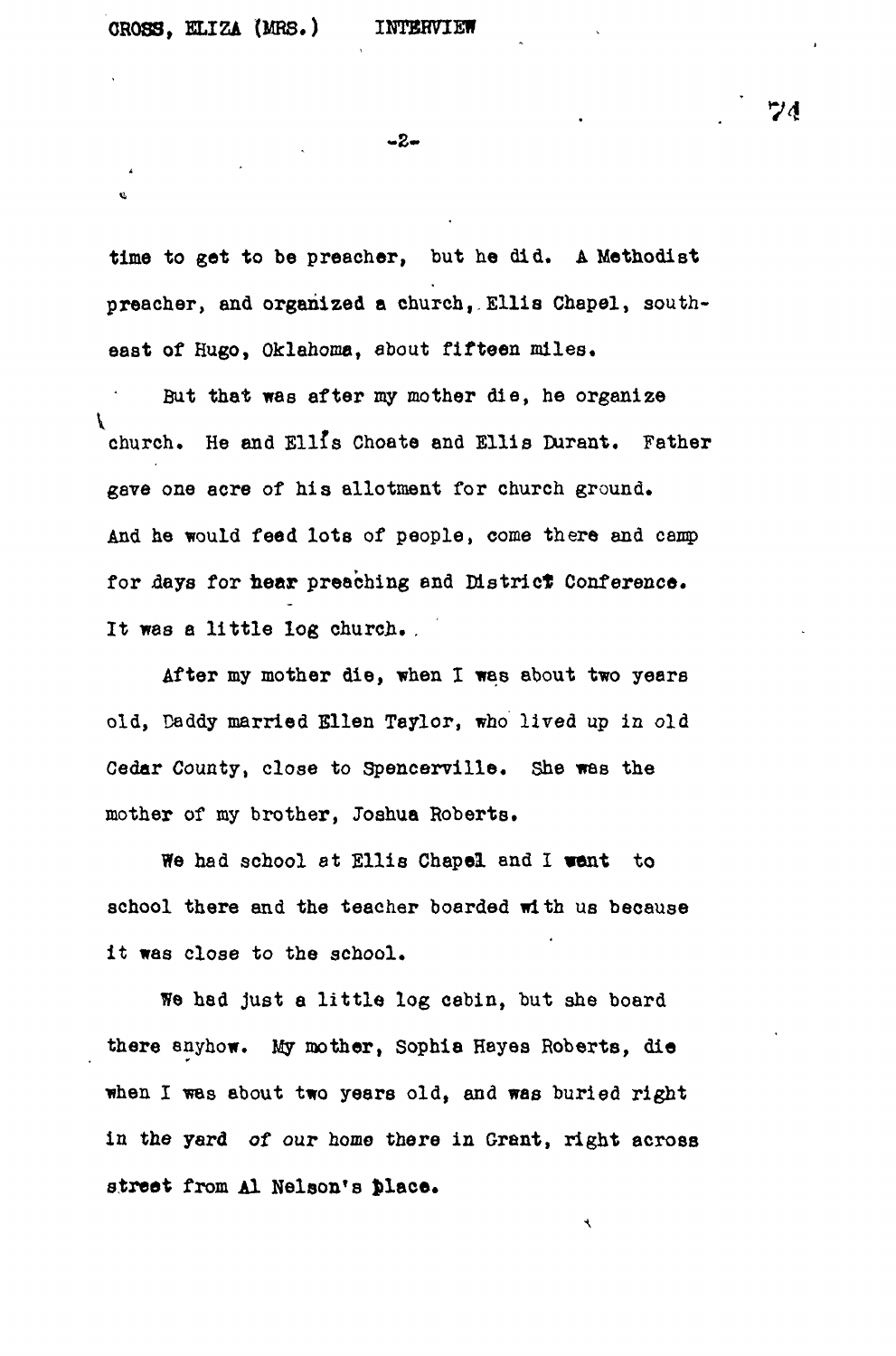time to get to be preacher, but he did. A Methodist preacher, and organized a church, Ellis Chapel, southeast of Hugo, Oklahoma, about fifteen miles.

But that was after my mother die, he organize church. He and Ellis Choate and Ellis Durant. Father gave one acre of his allotment for church ground. And he would feed lots of people, come there and camp for days for hear preaching and District Conference. It was a little log church.

After my mother die, when I was about two years old, Daddy married Ellen Taylor, who lived up in old Cedar County, close to Spencerville. She was the mother of my brother, Joshua Roberts.

We had school at Ellis Chapel and I went to school there and the teacher boarded with us because it was close to the school.

We had just a little log cabin, but she board there anyhow. My mother, Sophia Hayes Roberts, die when I was about two years old, and was buried right in the yard of our home there in Grant, right across street from Al Nelson's place.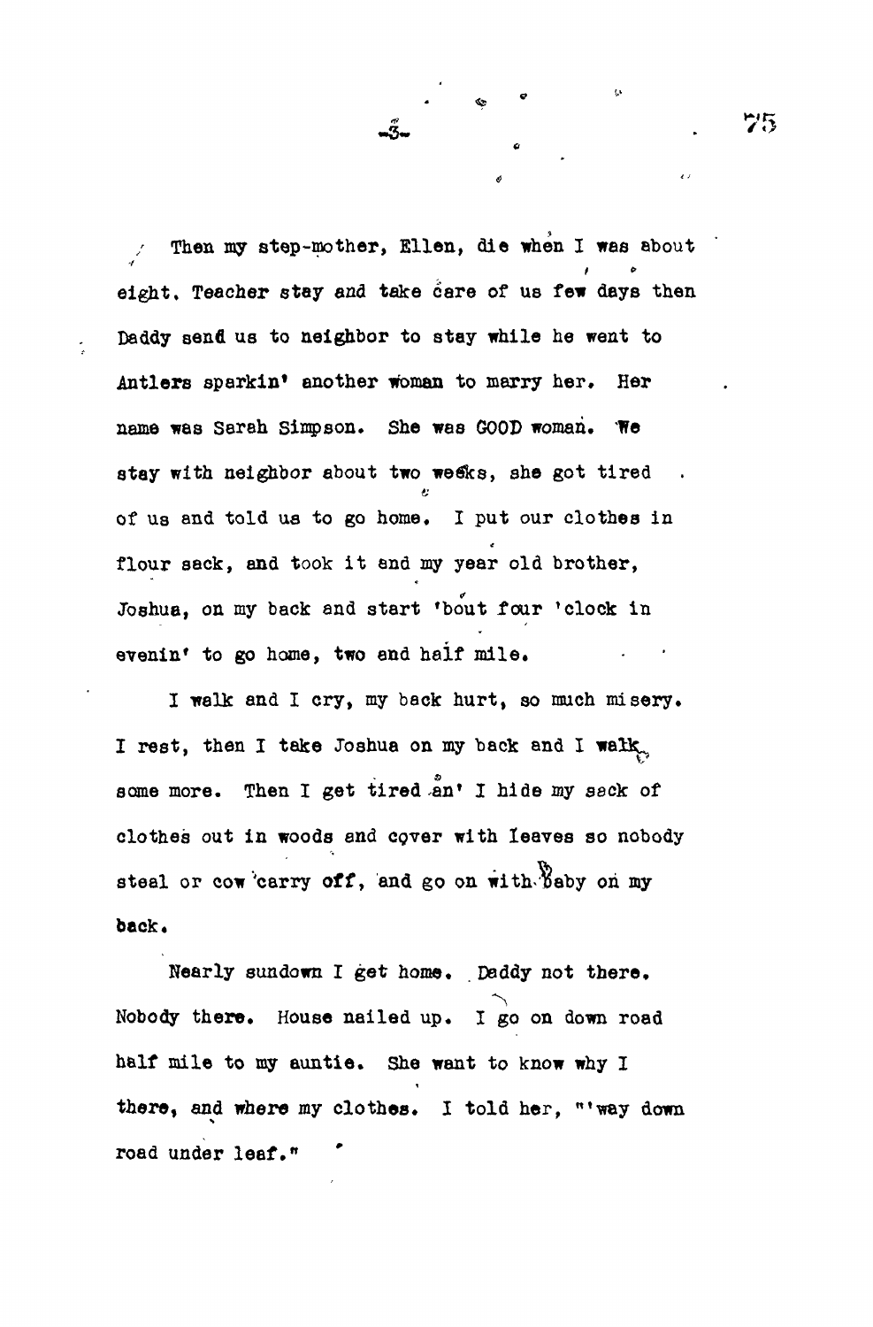Then my step-mother, Ellen, die when I was about eight. Teacher stay and take care of us few days then Daddy send us to neighbor to stay while he went to Antlers sparkin' another woman to marry her. Her name was Sarah Simpson. She was GOOD woman. We stay with neighbor about two weeks, she got tired of us and told us to go home. I put our clothes in flour sack, and took it and my year old brother, Joshua, on my back and start 'bout four 'clock in evenin' to go home, two and half mile.

I walk and I cry, my back hurt, so much misery. I rest, then I take Joshua on my back and I walk some more. Then I get tired an' I hide my sack of clothes out in woods and cover with leaves so nobody steal or cow carry off, and go on with baby on my back.

Nearly sundown I get home. Daddy not there. Nobody there. House nailed up. I go on down road half mile to my auntie. She want to know why I there, and where my clothes. I told her, "'way down road under leaf."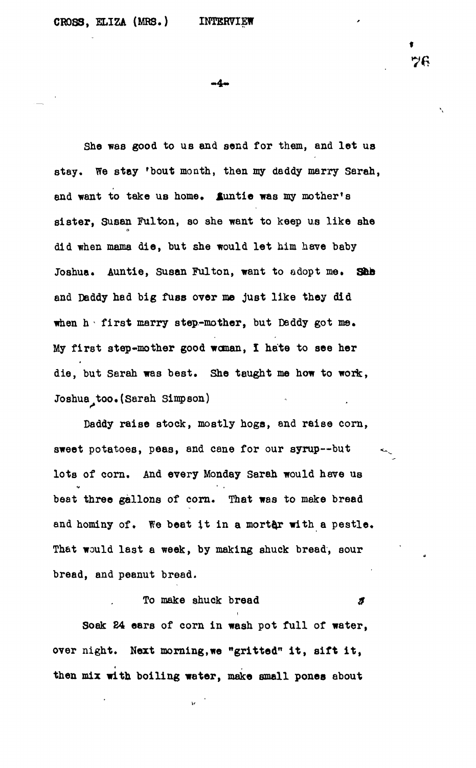She was good to us and send for them, and let us stay. We stay 'bout month, then my daddy marry Sarah, and want to take us home. Auntie was my mother's sister, Susan Fulton, so she want to keep us like she did when mama die, but she would let him have baby Joshua. Auntie, Susan Fulton, want to adopt me. She and Daddy had big fuss over me just like they did when he first marry step-mother, but Daddy got me. My first step-mother good woman, I hate to see her die, but Sarah was best. She taught me how to work, Joshua too. (Sarah Simpson)

Daddy raise stock, mostly hogs, and raise corn, sweet potatoes, peas, and cane for our syrup--but lots of corn. And every Monday Sarah would have us beat three gallons of corn. That was to make bread and hominy of. We beat it in a mortar with a pestle. That would last a week, by making shuck bread, sour bread, and peanut bread.

To make shuck bread

Soak 24 ears of corn in wash pot full of water, over night. Next morning, we "gritted" it, sift it, then mix with boiling water, make small pones about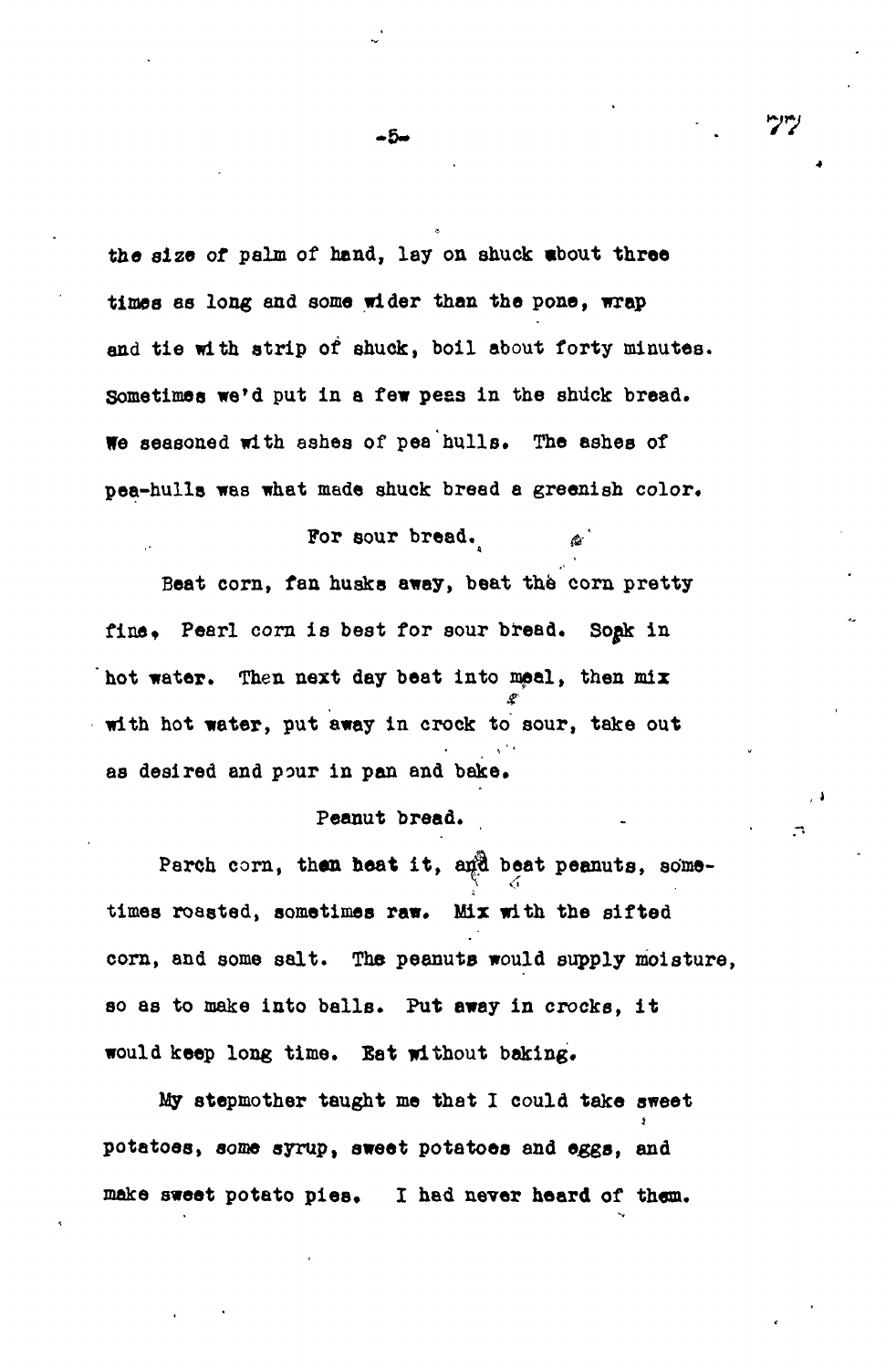the size of palm of hand, lay on shuck about three times as long and some wider than the pone, wrap and tie with strip of shuck, boil about forty minutes. Sometimes we'd put in a few peas in the shuck bread. We seasoned with ashes of pea hulls. The ashes of pea-hulls was what made shuck bread a greenish color.

For sour bread.

Beat corn, fan husks away, beat the corn pretty fine. Pearl corn is best for sour bread. Soak in hot water. Then next day beat into meal, then mix with hot water, put away in crock to sour, take out as desired and pour in pan and bake.

Peanut bread.

Parch corn, then beat it, and beat peanuts, sometimes roasted, sometimes raw. Mix with the sifted corn, and some salt. The peanuts would supply moisture, so as to make into balls. Put away in crocks, it would keep long time. Eat without baking.

My stepmother taught me that I could take sweet potatoes, some syrup, sweet potatoes and eggs, and make sweet potato pies. I had never heard of them.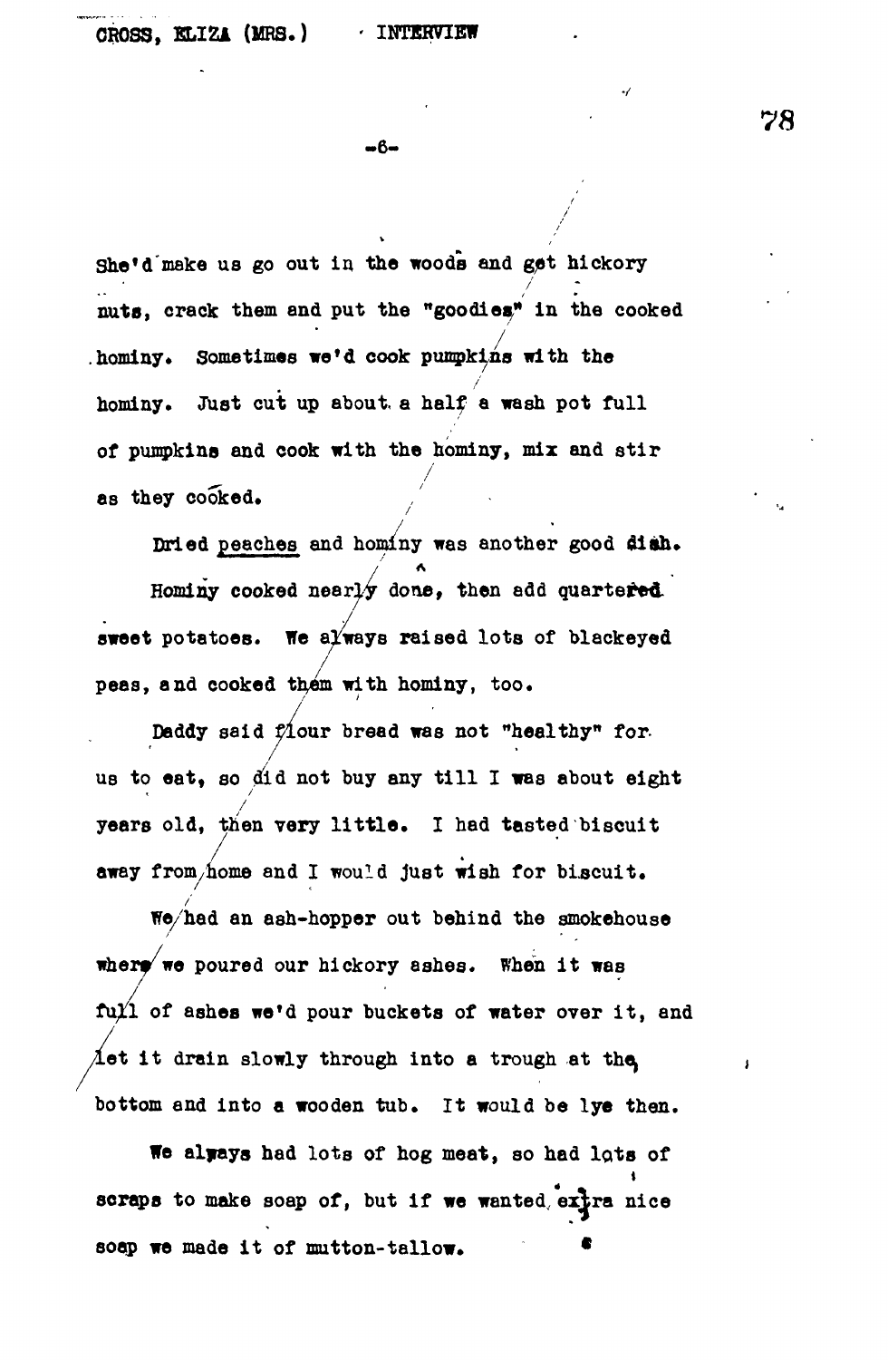She'd make us go out in the woods and get hickory nuts, crack them and put the "goodies" in the cooked hominy. Sometimes we'd cook pumpkins with the hominy. Just cut up about a half a wash pot full of pumpkins and cook with the hominy, mix and stir as they cooked.

Dried peaches and hominy was another good dish. Hominy cooked nearly done, then add quartered sweet potatoes. We always raised lots of blackeyed peas, and cooked them with hominy, too.

Daddy said flour bread was not "healthy" for us to eat, so did not buy any till I was about eight years old, then very little. I had tasted biscuit away from home and I would just wish for biscuit.

We had an ash-hopper out behind the smokehouse where we poured our hickory ashes. When it was full of ashes we'd pour buckets of water over it, and let it drain slowly through into a trough at the bottom and into a wooden tub. It would be lye then.

We always had lots of hog meat, so had lots of scraps to make soap of, but if we wanted extra nice soap we made it of mutton-tallow.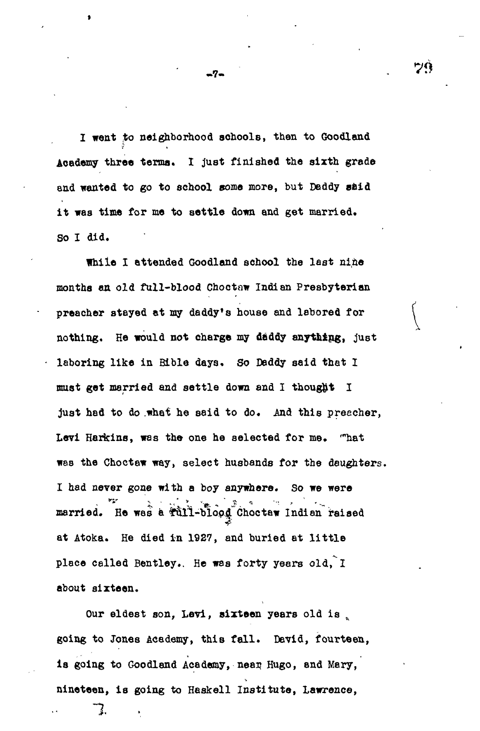I went to neighborhood schools, then to Goodland Academy three terms. I just finished the sixth grade and wanted to go to school some more, but Daddy said it was time for me to settle down and get married. So I did.

While I attended Goodland school the last nine months an old full-blood Choctaw Indian Presbyterian preacher stayed at my daddy's house and labored for nothing. He would not charge my daddy anything, just laboring like in Bible days. So Daddy said that I must get married and settle down and I thought I just had to do what he said to do. And this preacher, Levi Harkins, was the one he selected for me. That was the Choctaw way, select husbands for the daughters. I had never gone with a boy anywhere. So we were married. He was a full-blood Choctaw Indian raised at Atoka. He died in 1927, and buried at little place called Bentley. He was forty years old, I about sixteen.

Our eldest son, Levi, sixteen years old is going to Jones Academy, this fall. David, fourteen, is going to Goodland Academy, near Hugo, and Mary, nineteen, is going to Haskell Institute, Lawrence,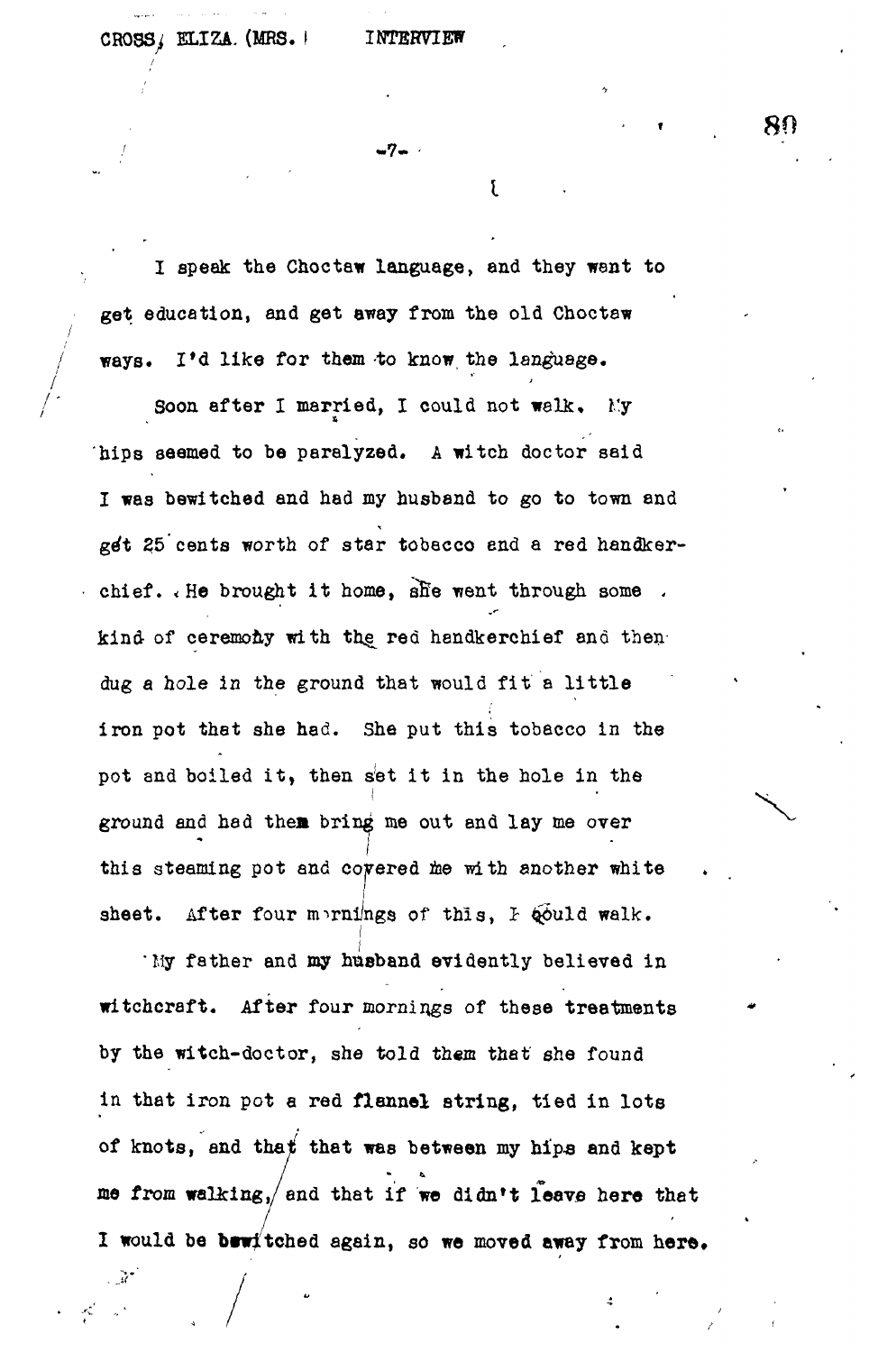I speak the Choctaw language, and they want to get education, and get away from the old Choctaw ways. I'd like for them to know the language.

Soon after I married, I could not walk. My hips seemed to be paralyzed. A witch doctor said I was bewitched and had my husband to go to town and get 25 cents worth of star tobacco and a red handkerchief. He brought it home, she went through some kind of ceremony with the red handkerchief and then dug a hole in the ground that would fit a little iron pot that she had. She put this tobacco in the pot and boiled it, then set it in the hole in the ground and had them bring me out and lay me over this steaming pot and covered me with another white sheet. After four mornings of this, I could walk.

My father and my husband evidently believed in witchcraft. After four mornings of these treatments by the witch-doctor, she told them that she found in that iron pot a red flannel string, tied in lots of knots, and that that was between my hips and kept me from walking, and that if we didn't leave here that I would be bewitched again, so we moved away from here.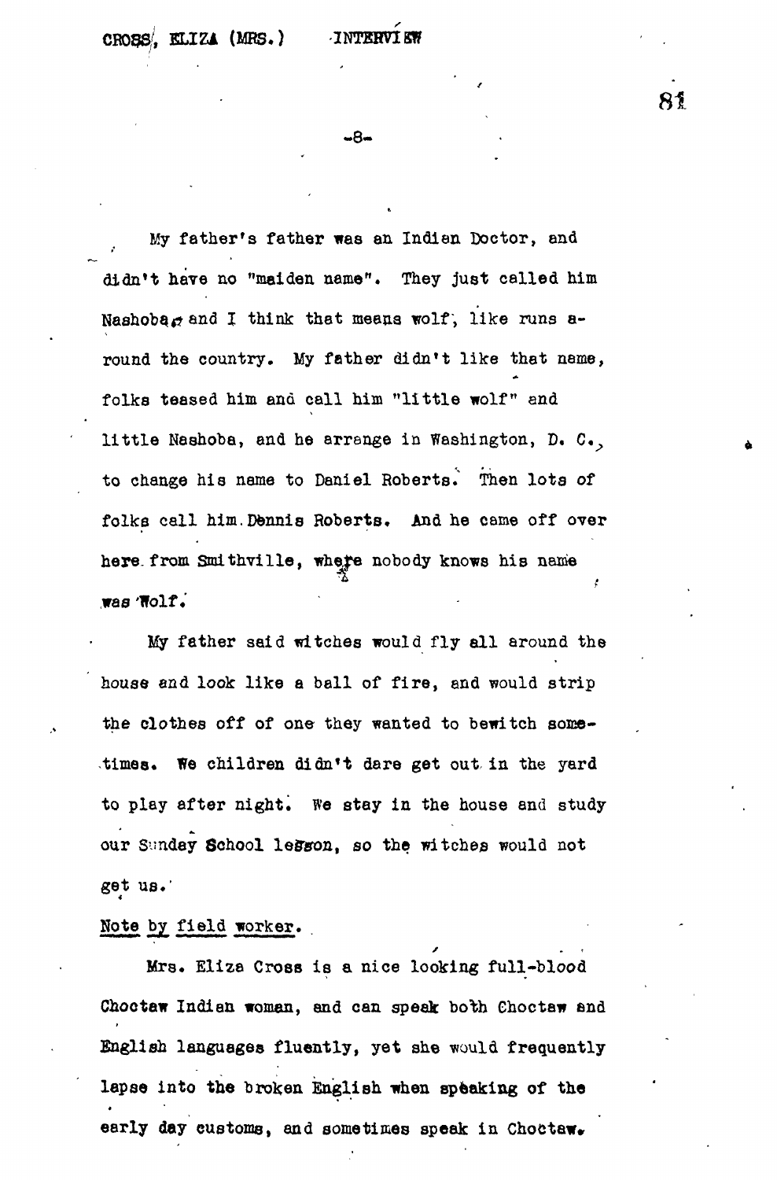My father's father was an Indian Doctor, and didn't have no "maiden name". They just called him Nashoba, and I think that means wolf, like runs around the country. My father didn't like that name, folks teased him and call him "little wolf" and little Nashoba, and he arrange in Washington, D. C., to change his name to Daniel Roberts. Then lots of folks call him Dennis Roberts. And he came off over here from Smithville, where nobody knows his name was Wolf.

My father said witches would fly all around the house and look like a ball of fire, and would strip the clothes off of one they wanted to bewitch sometimes. We children didn't dare get out in the yard to play after night. We stay in the house and study our Sunday School lesson, so the witches would not get us.

Note by field worker.

Mrs. Eliza Cross is a nice looking full-blood Choctaw Indian woman, and can speak both Choctaw and English languages fluently, yet she would frequently lapse into the broken English when speaking of the early day customs, and sometimes speak in Choctaw.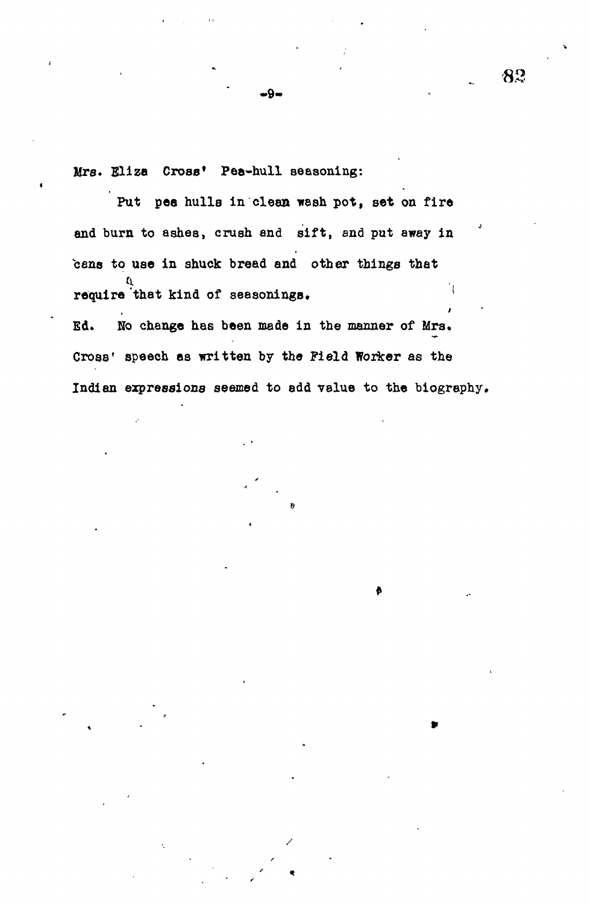Mrs. Eliza Cross' Pea-hull seasoning:

Put pea hulls in clean wash pot, set on fire and burn to ashes, crush and sift, and put away in cans to use in shuck bread and other things that require that kind of seasonings.

Ed. No change has been made in the manner of Mrs. Cross' speech as written by the Field Worker as the Indian expressions seemed to add value to the biography.